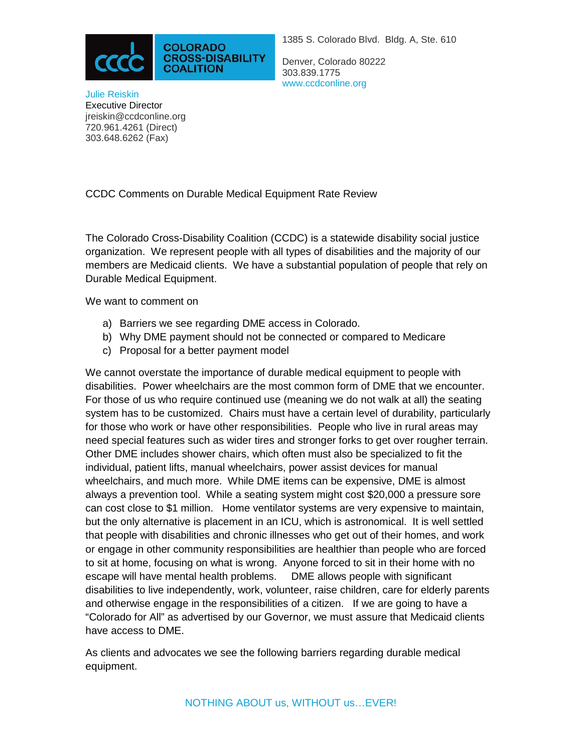COLORADO CROSS-DISABILITY COALITION

1385 S. Colorado Blvd. Bldg. A, Ste. 610

Denver, Colorado 80222
303.839.1775
www.ccdconline.org

Julie Reiskin
Executive Director
jreiskin@ccdconline.org
720.961.4261 (Direct)
303.648.6262 (Fax)

CCDC Comments on Durable Medical Equipment Rate Review

The Colorado Cross-Disability Coalition (CCDC) is a statewide disability social justice organization. We represent people with all types of disabilities and the majority of our members are Medicaid clients. We have a substantial population of people that rely on Durable Medical Equipment.

We want to comment on

a) Barriers we see regarding DME access in Colorado.
b) Why DME payment should not be connected or compared to Medicare
c) Proposal for a better payment model

We cannot overstate the importance of durable medical equipment to people with disabilities. Power wheelchairs are the most common form of DME that we encounter. For those of us who require continued use (meaning we do not walk at all) the seating system has to be customized. Chairs must have a certain level of durability, particularly for those who work or have other responsibilities. People who live in rural areas may need special features such as wider tires and stronger forks to get over rougher terrain. Other DME includes shower chairs, which often must also be specialized to fit the individual, patient lifts, manual wheelchairs, power assist devices for manual wheelchairs, and much more. While DME items can be expensive, DME is almost always a prevention tool. While a seating system might cost $20,000 a pressure sore can cost close to $1 million. Home ventilator systems are very expensive to maintain, but the only alternative is placement in an ICU, which is astronomical. It is well settled that people with disabilities and chronic illnesses who get out of their homes, and work or engage in other community responsibilities are healthier than people who are forced to sit at home, focusing on what is wrong. Anyone forced to sit in their home with no escape will have mental health problems. DME allows people with significant disabilities to live independently, work, volunteer, raise children, care for elderly parents and otherwise engage in the responsibilities of a citizen. If we are going to have a "Colorado for All" as advertised by our Governor, we must assure that Medicaid clients have access to DME.

As clients and advocates we see the following barriers regarding durable medical equipment.

NOTHING ABOUT us, WITHOUT us…EVER!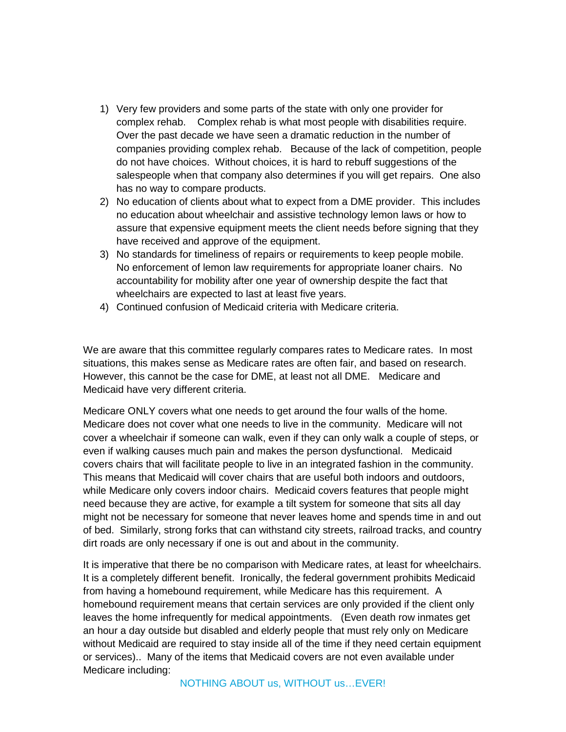1) Very few providers and some parts of the state with only one provider for complex rehab. Complex rehab is what most people with disabilities require. Over the past decade we have seen a dramatic reduction in the number of companies providing complex rehab. Because of the lack of competition, people do not have choices. Without choices, it is hard to rebuff suggestions of the salespeople when that company also determines if you will get repairs. One also has no way to compare products.
2) No education of clients about what to expect from a DME provider. This includes no education about wheelchair and assistive technology lemon laws or how to assure that expensive equipment meets the client needs before signing that they have received and approve of the equipment.
3) No standards for timeliness of repairs or requirements to keep people mobile. No enforcement of lemon law requirements for appropriate loaner chairs. No accountability for mobility after one year of ownership despite the fact that wheelchairs are expected to last at least five years.
4) Continued confusion of Medicaid criteria with Medicare criteria.

We are aware that this committee regularly compares rates to Medicare rates. In most situations, this makes sense as Medicare rates are often fair, and based on research. However, this cannot be the case for DME, at least not all DME. Medicare and Medicaid have very different criteria.

Medicare ONLY covers what one needs to get around the four walls of the home. Medicare does not cover what one needs to live in the community. Medicare will not cover a wheelchair if someone can walk, even if they can only walk a couple of steps, or even if walking causes much pain and makes the person dysfunctional. Medicaid covers chairs that will facilitate people to live in an integrated fashion in the community. This means that Medicaid will cover chairs that are useful both indoors and outdoors, while Medicare only covers indoor chairs. Medicaid covers features that people might need because they are active, for example a tilt system for someone that sits all day might not be necessary for someone that never leaves home and spends time in and out of bed. Similarly, strong forks that can withstand city streets, railroad tracks, and country dirt roads are only necessary if one is out and about in the community.

It is imperative that there be no comparison with Medicare rates, at least for wheelchairs. It is a completely different benefit. Ironically, the federal government prohibits Medicaid from having a homebound requirement, while Medicare has this requirement. A homebound requirement means that certain services are only provided if the client only leaves the home infrequently for medical appointments. (Even death row inmates get an hour a day outside but disabled and elderly people that must rely only on Medicare without Medicaid are required to stay inside all of the time if they need certain equipment or services).. Many of the items that Medicaid covers are not even available under Medicare including:

NOTHING ABOUT us, WITHOUT us…EVER!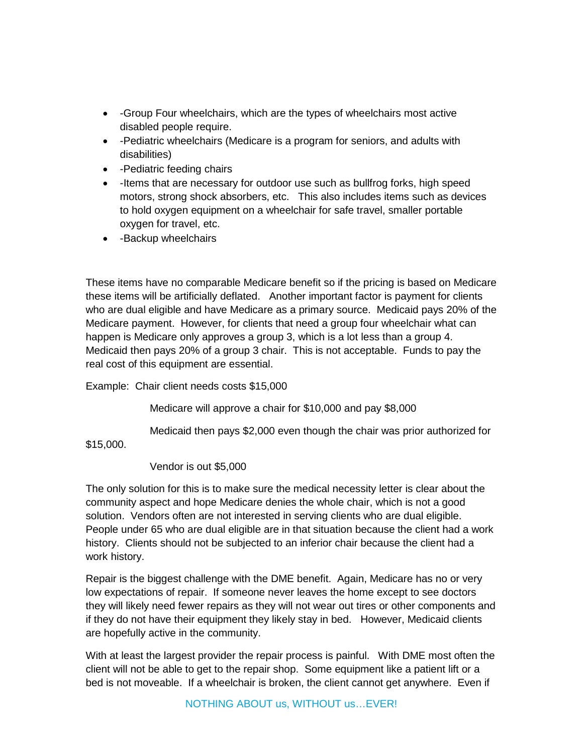- -Group Four wheelchairs, which are the types of wheelchairs most active disabled people require.
- -Pediatric wheelchairs (Medicare is a program for seniors, and adults with disabilities)
- -Pediatric feeding chairs
- -Items that are necessary for outdoor use such as bullfrog forks, high speed motors, strong shock absorbers, etc. This also includes items such as devices to hold oxygen equipment on a wheelchair for safe travel, smaller portable oxygen for travel, etc.
- -Backup wheelchairs

These items have no comparable Medicare benefit so if the pricing is based on Medicare these items will be artificially deflated. Another important factor is payment for clients who are dual eligible and have Medicare as a primary source. Medicaid pays 20% of the Medicare payment. However, for clients that need a group four wheelchair what can happen is Medicare only approves a group 3, which is a lot less than a group 4. Medicaid then pays 20% of a group 3 chair. This is not acceptable. Funds to pay the real cost of this equipment are essential.

Example: Chair client needs costs $15,000

Medicare will approve a chair for $10,000 and pay $8,000

Medicaid then pays $2,000 even though the chair was prior authorized for $15,000.

Vendor is out $5,000

The only solution for this is to make sure the medical necessity letter is clear about the community aspect and hope Medicare denies the whole chair, which is not a good solution. Vendors often are not interested in serving clients who are dual eligible. People under 65 who are dual eligible are in that situation because the client had a work history. Clients should not be subjected to an inferior chair because the client had a work history.

Repair is the biggest challenge with the DME benefit. Again, Medicare has no or very low expectations of repair. If someone never leaves the home except to see doctors they will likely need fewer repairs as they will not wear out tires or other components and if they do not have their equipment they likely stay in bed. However, Medicaid clients are hopefully active in the community.

With at least the largest provider the repair process is painful. With DME most often the client will not be able to get to the repair shop. Some equipment like a patient lift or a bed is not moveable. If a wheelchair is broken, the client cannot get anywhere. Even if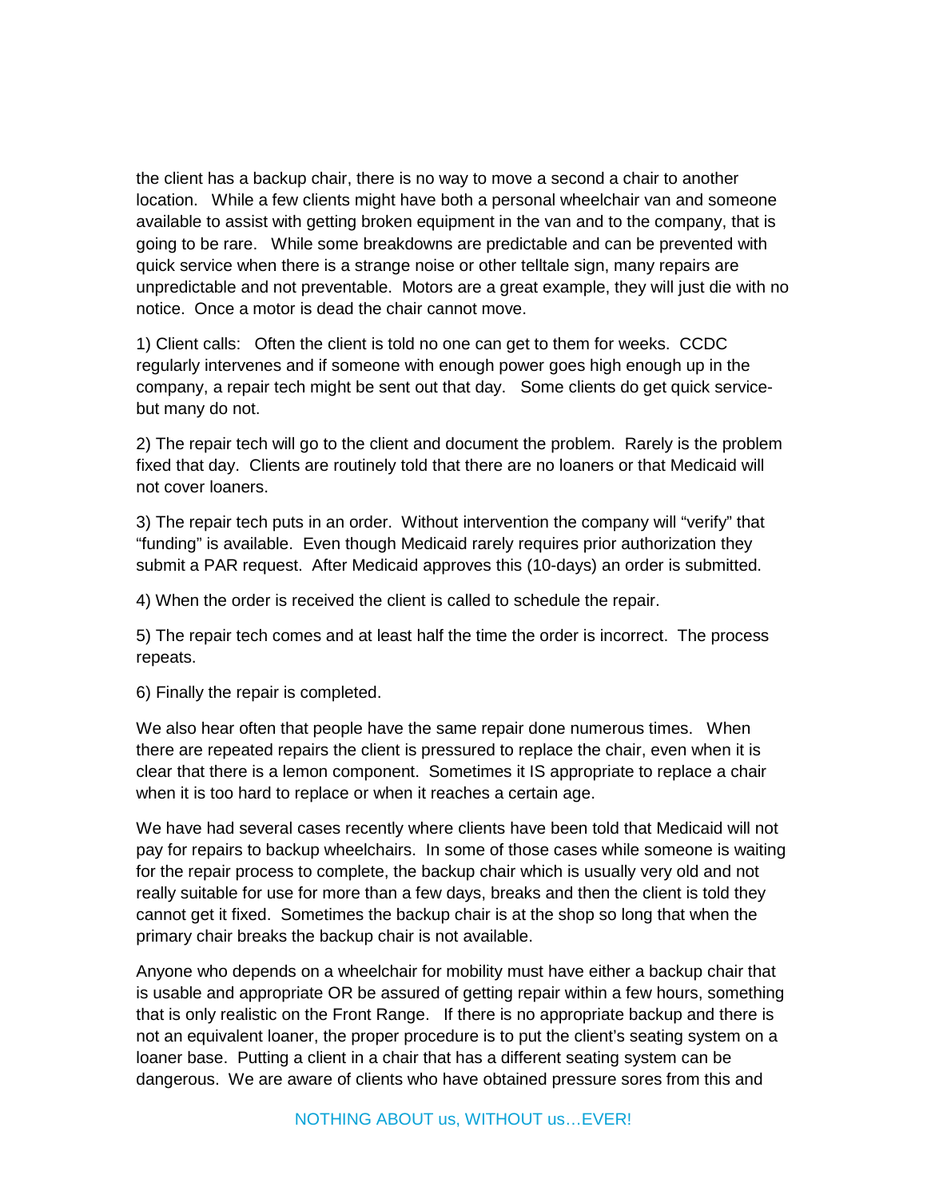the client has a backup chair, there is no way to move a second a chair to another location. While a few clients might have both a personal wheelchair van and someone available to assist with getting broken equipment in the van and to the company, that is going to be rare. While some breakdowns are predictable and can be prevented with quick service when there is a strange noise or other telltale sign, many repairs are unpredictable and not preventable. Motors are a great example, they will just die with no notice. Once a motor is dead the chair cannot move.

1) Client calls: Often the client is told no one can get to them for weeks. CCDC regularly intervenes and if someone with enough power goes high enough up in the company, a repair tech might be sent out that day. Some clients do get quick service- but many do not.

2) The repair tech will go to the client and document the problem. Rarely is the problem fixed that day. Clients are routinely told that there are no loaners or that Medicaid will not cover loaners.

3) The repair tech puts in an order. Without intervention the company will "verify" that "funding" is available. Even though Medicaid rarely requires prior authorization they submit a PAR request. After Medicaid approves this (10-days) an order is submitted.

4) When the order is received the client is called to schedule the repair.

5) The repair tech comes and at least half the time the order is incorrect. The process repeats.

6) Finally the repair is completed.

We also hear often that people have the same repair done numerous times. When there are repeated repairs the client is pressured to replace the chair, even when it is clear that there is a lemon component. Sometimes it IS appropriate to replace a chair when it is too hard to replace or when it reaches a certain age.

We have had several cases recently where clients have been told that Medicaid will not pay for repairs to backup wheelchairs. In some of those cases while someone is waiting for the repair process to complete, the backup chair which is usually very old and not really suitable for use for more than a few days, breaks and then the client is told they cannot get it fixed. Sometimes the backup chair is at the shop so long that when the primary chair breaks the backup chair is not available.

Anyone who depends on a wheelchair for mobility must have either a backup chair that is usable and appropriate OR be assured of getting repair within a few hours, something that is only realistic on the Front Range. If there is no appropriate backup and there is not an equivalent loaner, the proper procedure is to put the client's seating system on a loaner base. Putting a client in a chair that has a different seating system can be dangerous. We are aware of clients who have obtained pressure sores from this and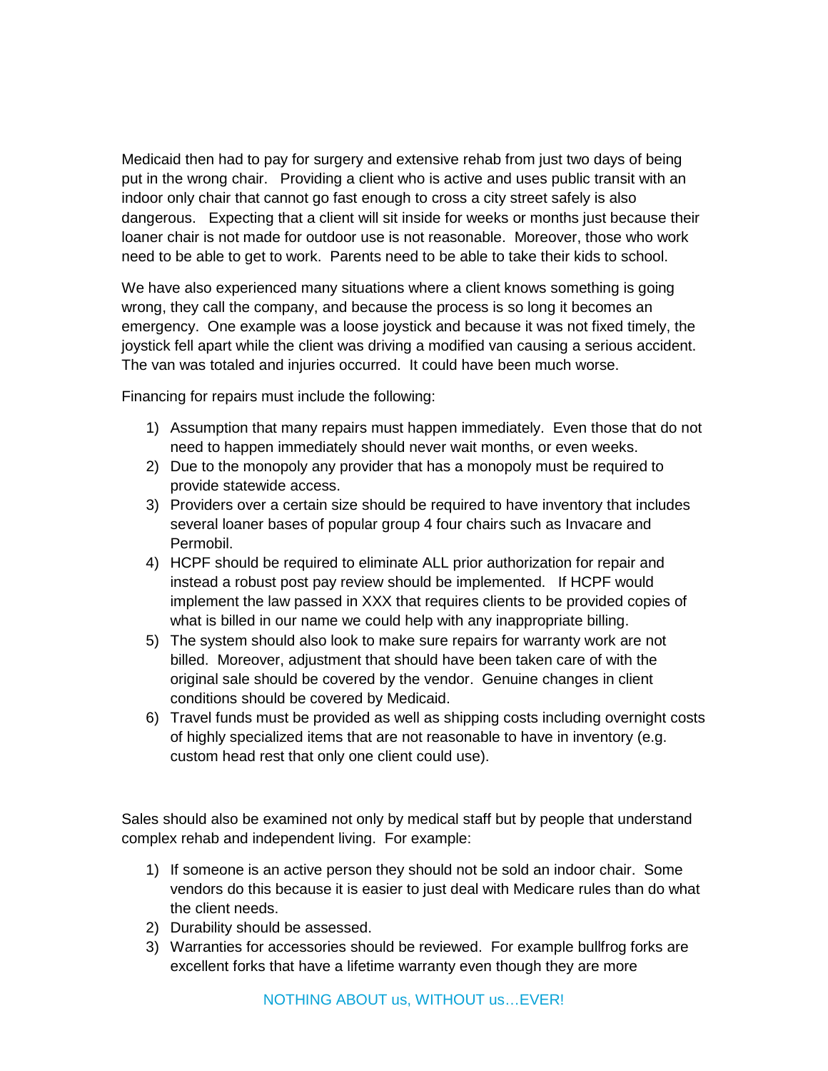Medicaid then had to pay for surgery and extensive rehab from just two days of being put in the wrong chair. Providing a client who is active and uses public transit with an indoor only chair that cannot go fast enough to cross a city street safely is also dangerous. Expecting that a client will sit inside for weeks or months just because their loaner chair is not made for outdoor use is not reasonable. Moreover, those who work need to be able to get to work. Parents need to be able to take their kids to school.

We have also experienced many situations where a client knows something is going wrong, they call the company, and because the process is so long it becomes an emergency. One example was a loose joystick and because it was not fixed timely, the joystick fell apart while the client was driving a modified van causing a serious accident. The van was totaled and injuries occurred. It could have been much worse.

Financing for repairs must include the following:

1) Assumption that many repairs must happen immediately. Even those that do not need to happen immediately should never wait months, or even weeks.
2) Due to the monopoly any provider that has a monopoly must be required to provide statewide access.
3) Providers over a certain size should be required to have inventory that includes several loaner bases of popular group 4 four chairs such as Invacare and Permobil.
4) HCPF should be required to eliminate ALL prior authorization for repair and instead a robust post pay review should be implemented. If HCPF would implement the law passed in XXX that requires clients to be provided copies of what is billed in our name we could help with any inappropriate billing.
5) The system should also look to make sure repairs for warranty work are not billed. Moreover, adjustment that should have been taken care of with the original sale should be covered by the vendor. Genuine changes in client conditions should be covered by Medicaid.
6) Travel funds must be provided as well as shipping costs including overnight costs of highly specialized items that are not reasonable to have in inventory (e.g. custom head rest that only one client could use).

Sales should also be examined not only by medical staff but by people that understand complex rehab and independent living. For example:

1) If someone is an active person they should not be sold an indoor chair. Some vendors do this because it is easier to just deal with Medicare rules than do what the client needs.
2) Durability should be assessed.
3) Warranties for accessories should be reviewed. For example bullfrog forks are excellent forks that have a lifetime warranty even though they are more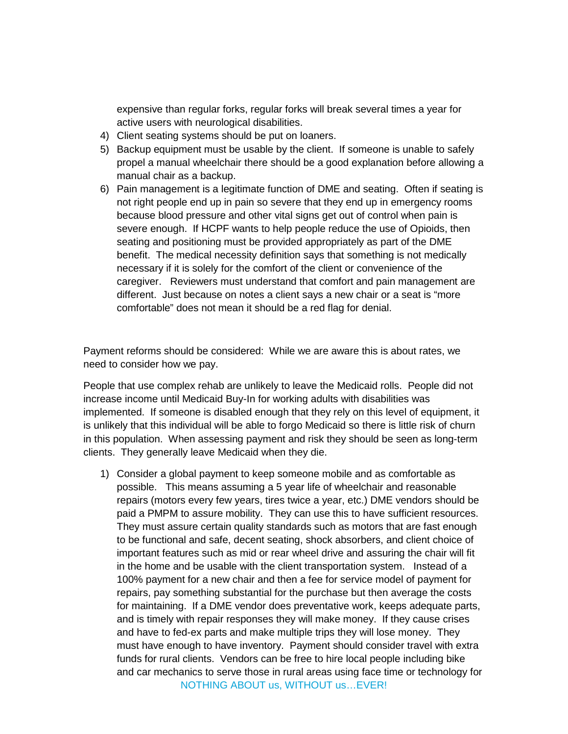expensive than regular forks, regular forks will break several times a year for active users with neurological disabilities.

4) Client seating systems should be put on loaners.
5) Backup equipment must be usable by the client. If someone is unable to safely propel a manual wheelchair there should be a good explanation before allowing a manual chair as a backup.
6) Pain management is a legitimate function of DME and seating. Often if seating is not right people end up in pain so severe that they end up in emergency rooms because blood pressure and other vital signs get out of control when pain is severe enough. If HCPF wants to help people reduce the use of Opioids, then seating and positioning must be provided appropriately as part of the DME benefit. The medical necessity definition says that something is not medically necessary if it is solely for the comfort of the client or convenience of the caregiver. Reviewers must understand that comfort and pain management are different. Just because on notes a client says a new chair or a seat is "more comfortable" does not mean it should be a red flag for denial.

Payment reforms should be considered: While we are aware this is about rates, we need to consider how we pay.

People that use complex rehab are unlikely to leave the Medicaid rolls. People did not increase income until Medicaid Buy-In for working adults with disabilities was implemented. If someone is disabled enough that they rely on this level of equipment, it is unlikely that this individual will be able to forgo Medicaid so there is little risk of churn in this population. When assessing payment and risk they should be seen as long-term clients. They generally leave Medicaid when they die.

1) Consider a global payment to keep someone mobile and as comfortable as possible. This means assuming a 5 year life of wheelchair and reasonable repairs (motors every few years, tires twice a year, etc.) DME vendors should be paid a PMPM to assure mobility. They can use this to have sufficient resources. They must assure certain quality standards such as motors that are fast enough to be functional and safe, decent seating, shock absorbers, and client choice of important features such as mid or rear wheel drive and assuring the chair will fit in the home and be usable with the client transportation system. Instead of a 100% payment for a new chair and then a fee for service model of payment for repairs, pay something substantial for the purchase but then average the costs for maintaining. If a DME vendor does preventative work, keeps adequate parts, and is timely with repair responses they will make money. If they cause crises and have to fed-ex parts and make multiple trips they will lose money. They must have enough to have inventory. Payment should consider travel with extra funds for rural clients. Vendors can be free to hire local people including bike and car mechanics to serve those in rural areas using face time or technology for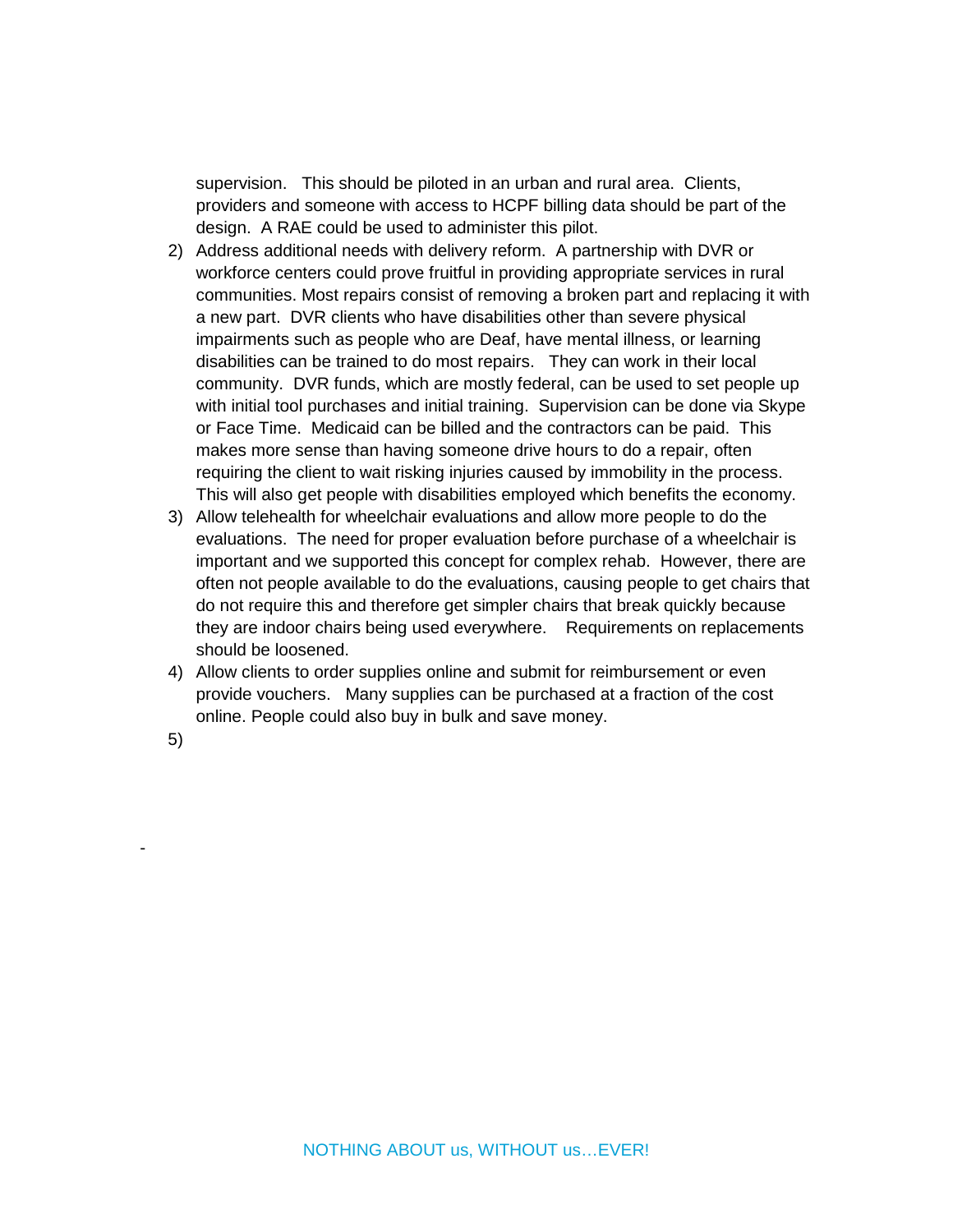supervision. This should be piloted in an urban and rural area. Clients, providers and someone with access to HCPF billing data should be part of the design. A RAE could be used to administer this pilot.

2) Address additional needs with delivery reform. A partnership with DVR or workforce centers could prove fruitful in providing appropriate services in rural communities. Most repairs consist of removing a broken part and replacing it with a new part. DVR clients who have disabilities other than severe physical impairments such as people who are Deaf, have mental illness, or learning disabilities can be trained to do most repairs. They can work in their local community. DVR funds, which are mostly federal, can be used to set people up with initial tool purchases and initial training. Supervision can be done via Skype or Face Time. Medicaid can be billed and the contractors can be paid. This makes more sense than having someone drive hours to do a repair, often requiring the client to wait risking injuries caused by immobility in the process. This will also get people with disabilities employed which benefits the economy.
3) Allow telehealth for wheelchair evaluations and allow more people to do the evaluations. The need for proper evaluation before purchase of a wheelchair is important and we supported this concept for complex rehab. However, there are often not people available to do the evaluations, causing people to get chairs that do not require this and therefore get simpler chairs that break quickly because they are indoor chairs being used everywhere. Requirements on replacements should be loosened.
4) Allow clients to order supplies online and submit for reimbursement or even provide vouchers. Many supplies can be purchased at a fraction of the cost online. People could also buy in bulk and save money.
5)

-

NOTHING ABOUT us, WITHOUT us…EVER!